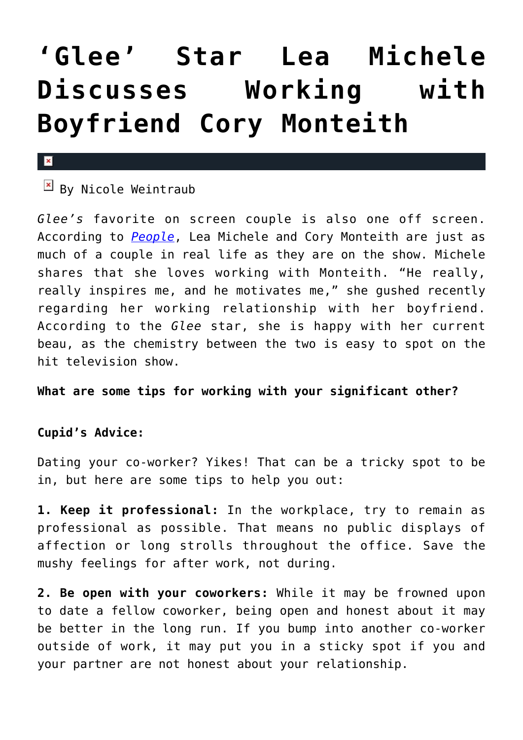# 'Glee' Star Lea Michele Discusses Working with Boyfriend Cory Monteith

By Nicole Weintraub

*Glee's* favorite on screen couple is also one off screen. According to *People*, Lea Michele and Cory Monteith are just as much of a couple in real life as they are on the show. Michele shares that she loves working with Monteith. "He really, really inspires me, and he motivates me," she gushed recently regarding her working relationship with her boyfriend. According to the *Glee* star, she is happy with her current beau, as the chemistry between the two is easy to spot on the hit television show.

**What are some tips for working with your significant other?**

**Cupid's Advice:**

Dating your co-worker? Yikes! That can be a tricky spot to be in, but here are some tips to help you out:

**1. Keep it professional:** In the workplace, try to remain as professional as possible. That means no public displays of affection or long strolls throughout the office. Save the mushy feelings for after work, not during.

**2. Be open with your coworkers:** While it may be frowned upon to date a fellow coworker, being open and honest about it may be better in the long run. If you bump into another co-worker outside of work, it may put you in a sticky spot if you and your partner are not honest about your relationship.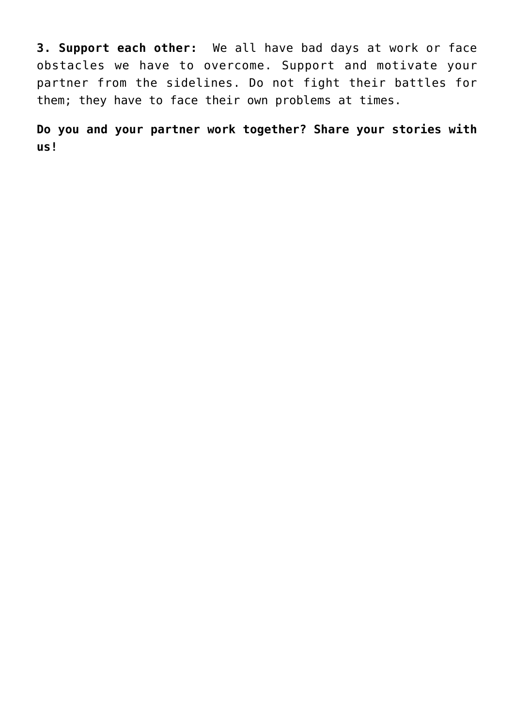**3. Support each other:** We all have bad days at work or face obstacles we have to overcome. Support and motivate your partner from the sidelines. Do not fight their battles for them; they have to face their own problems at times.

**Do you and your partner work together? Share your stories with us!**